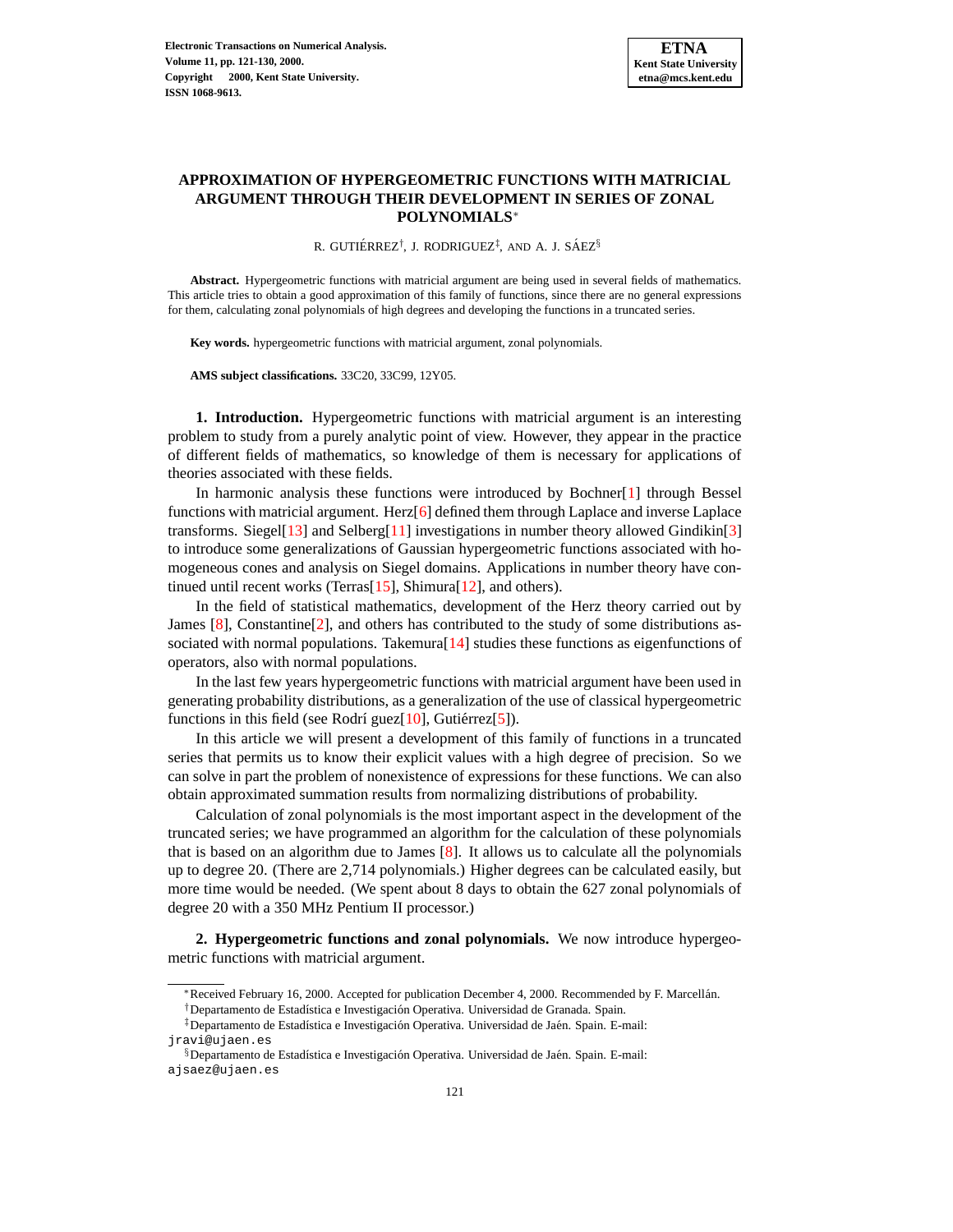# APPROXIMATION OF HYPERGEOMETRIC FUNCTIONS WITH MATRICIAL ARGUMENT THROUGH THEIR DEVELOPMENT IN SERIES OF ZONAL POLYNOMIALS*

R. GUTIÉRREZ†, J. RODRIGUEZ‡, AND A. J. SÁEZ§

**Abstract.** Hypergeometric functions with matricial argument are being used in several fields of mathematics. This article tries to obtain a good approximation of this family of functions, since there are no general expressions for them, calculating zonal polynomials of high degrees and developing the functions in a truncated series.

**Key words.** hypergeometric functions with matricial argument, zonal polynomials.

**AMS subject classifications.** 33C20, 33C99, 12Y05.

**1. Introduction.** Hypergeometric functions with matricial argument is an interesting problem to study from a purely analytic point of view. However, they appear in the practice of different fields of mathematics, so knowledge of them is necessary for applications of theories associated with these fields.

In harmonic analysis these functions were introduced by Bochner[1] through Bessel functions with matricial argument. Herz[6] defined them through Laplace and inverse Laplace transforms. Siegel[13] and Selberg[11] investigations in number theory allowed Gindikin[3] to introduce some generalizations of Gaussian hypergeometric functions associated with homogeneous cones and analysis on Siegel domains. Applications in number theory have continued until recent works (Terras[15], Shimura[12], and others).

In the field of statistical mathematics, development of the Herz theory carried out by James [8], Constantine[2], and others has contributed to the study of some distributions associated with normal populations. Takemura[14] studies these functions as eigenfunctions of operators, also with normal populations.

In the last few years hypergeometric functions with matricial argument have been used in generating probability distributions, as a generalization of the use of classical hypergeometric functions in this field (see Rodrí guez[10], Gutiérrez[5]).

In this article we will present a development of this family of functions in a truncated series that permits us to know their explicit values with a high degree of precision. So we can solve in part the problem of nonexistence of expressions for these functions. We can also obtain approximated summation results from normalizing distributions of probability.

Calculation of zonal polynomials is the most important aspect in the development of the truncated series; we have programmed an algorithm for the calculation of these polynomials that is based on an algorithm due to James [8]. It allows us to calculate all the polynomials up to degree 20. (There are 2,714 polynomials.) Higher degrees can be calculated easily, but more time would be needed. (We spent about 8 days to obtain the 627 zonal polynomials of degree 20 with a 350 MHz Pentium II processor.)

**2. Hypergeometric functions and zonal polynomials.** We now introduce hypergeometric functions with matricial argument.

---

*Received February 16, 2000. Accepted for publication December 4, 2000. Recommended by F. Marcellán.

†Departamento de Estadística e Investigación Operativa. Universidad de Granada. Spain.

‡Departamento de Estadística e Investigación Operativa. Universidad de Jaén. Spain. E-mail: jravi@ujaen.es

§Departamento de Estadística e Investigación Operativa. Universidad de Jaén. Spain. E-mail: ajsaez@ujaen.es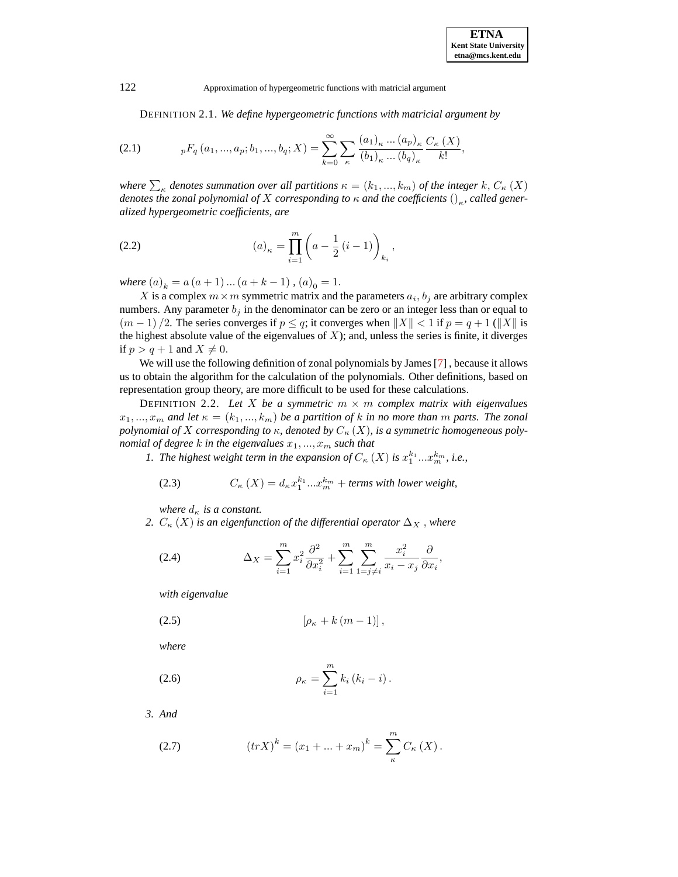DEFINITION 2.1. *We define hypergeometric functions with matricial argument by*

$$
{}_pF_q\left(a_1,...,a_p;b_1,...,b_q;X\right)=\sum_{k=0}^{\infty}\sum_{\kappa}\frac{\left(a_1\right)_\kappa...\left(a_p\right)_\kappa}{\left(b_1\right)_\kappa...\left(b_q\right)_\kappa}\frac{C_\kappa\left(X\right)}{k!},\tag{2.1}
$$

*where $\sum_\kappa$ denotes summation over all partitions $\kappa=(k_1,...,k_m)$ of the integer $k$, $C_\kappa\left(X\right)$ denotes the zonal polynomial of $X$ corresponding to $\kappa$ and the coefficients $\left(\right)_\kappa$, called generalized hypergeometric coefficients, are*

$$
\left(a\right)_\kappa=\prod_{i=1}^{m}\left(a-\frac{1}{2}\left(i-1\right)\right)_{k_i},\tag{2.2}
$$

*where $\left(a\right)_k=a\left(a+1\right)...\left(a+k-1\right),\left(a\right)_0=1.$*

$X$ is a complex $m\times m$ symmetric matrix and the parameters $a_i,b_j$ are arbitrary complex numbers. Any parameter $b_j$ in the denominator can be zero or an integer less than or equal to $\left(m-1\right)/2$. The series converges if $p\leq q$; it converges when $\|X\|<1$ if $p=q+1$ ($\|X\|$ is the highest absolute value of the eigenvalues of $X$); and, unless the series is finite, it diverges if $p>q+1$ and $X\neq 0$.

We will use the following definition of zonal polynomials by James [7] , because it allows us to obtain the algorithm for the calculation of the polynomials. Other definitions, based on representation group theory, are more difficult to be used for these calculations.

DEFINITION 2.2. *Let $X$ be a symmetric $m\times m$ complex matrix with eigenvalues $x_1,...,x_m$ and let $\kappa=(k_1,...,k_m)$ be a partition of $k$ in no more than $m$ parts. The zonal polynomial of $X$ corresponding to $\kappa$, denoted by $C_\kappa\left(X\right)$, is a symmetric homogeneous polynomial of degree $k$ in the eigenvalues $x_1,...,x_m$ such that*

1. *The highest weight term in the expansion of $C_\kappa\left(X\right)$ is $x_1^{k_1}...x_m^{k_m}$, i.e.,*

$$
C_\kappa\left(X\right)=d_\kappa x_1^{k_1}...x_m^{k_m}+\text{terms with lower weight,}\tag{2.3}
$$

   *where $d_\kappa$ is a constant.*

2. *$C_\kappa\left(X\right)$ is an eigenfunction of the differential operator $\Delta_X$ , where*

$$
\Delta_X=\sum_{i=1}^{m}x_i^2\frac{\partial^2}{\partial x_i^2}+\sum_{i=1}^{m}\sum_{1=j\neq i}^{m}\frac{x_i^2}{x_i-x_j}\frac{\partial}{\partial x_i},\tag{2.4}
$$

   *with eigenvalue*

$$
\left[\rho_\kappa+k\left(m-1\right)\right],\tag{2.5}
$$

   *where*

$$
\rho_\kappa=\sum_{i=1}^{m}k_i\left(k_i-i\right).\tag{2.6}
$$

3. *And*

$$
\left(trX\right)^k=\left(x_1+...+x_m\right)^k=\sum_{\kappa}^{m}C_\kappa\left(X\right).\tag{2.7}
$$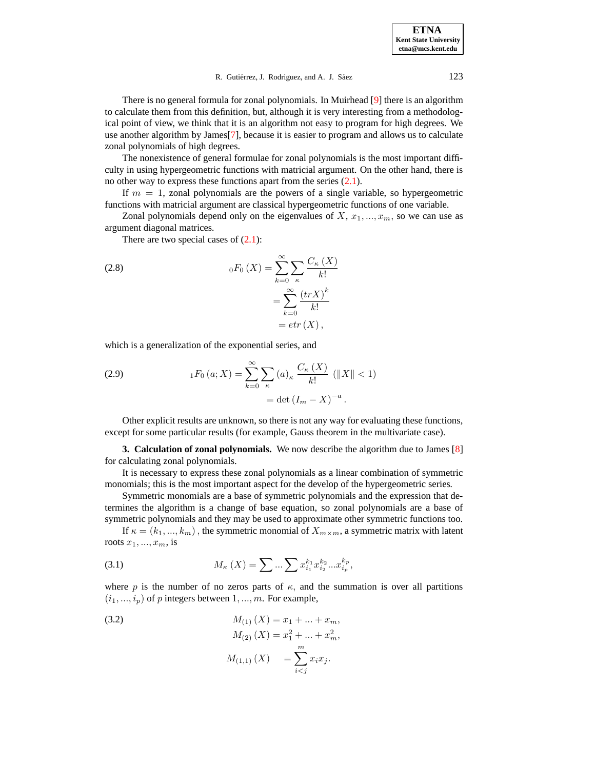There is no general formula for zonal polynomials. In Muirhead [9] there is an algorithm to calculate them from this definition, but, although it is very interesting from a methodological point of view, we think that it is an algorithm not easy to program for high degrees. We use another algorithm by James[7], because it is easier to program and allows us to calculate zonal polynomials of high degrees.

The nonexistence of general formulae for zonal polynomials is the most important difficulty in using hypergeometric functions with matricial argument. On the other hand, there is no other way to express these functions apart from the series (2.1).

If $m = 1$, zonal polynomials are the powers of a single variable, so hypergeometric functions with matricial argument are classical hypergeometric functions of one variable.

Zonal polynomials depend only on the eigenvalues of $X$, $x_1, ..., x_m$, so we can use as argument diagonal matrices.

There are two special cases of (2.1):

$$
{}_0F_0(X) = \sum_{k=0}^{\infty} \sum_{\kappa} \frac{C_\kappa(X)}{k!} = \sum_{k=0}^{\infty} \frac{(trX)^k}{k!} = etr(X), \tag{2.8}
$$

which is a generalization of the exponential series, and

$$
{}_1F_0(a; X) = \sum_{k=0}^{\infty} \sum_{\kappa} (a)_\kappa \frac{C_\kappa(X)}{k!} \quad (\|X\| < 1) = \det(I_m - X)^{-a}. \tag{2.9}
$$

Other explicit results are unknown, so there is not any way for evaluating these functions, except for some particular results (for example, Gauss theorem in the multivariate case).

**3. Calculation of zonal polynomials.** We now describe the algorithm due to James [8] for calculating zonal polynomials.

It is necessary to express these zonal polynomials as a linear combination of symmetric monomials; this is the most important aspect for the develop of the hypergeometric series.

Symmetric monomials are a base of symmetric polynomials and the expression that determines the algorithm is a change of base equation, so zonal polynomials are a base of symmetric polynomials and they may be used to approximate other symmetric functions too.

If $\kappa = (k_1, ..., k_m)$, the symmetric monomial of $X_{m \times m}$, a symmetric matrix with latent roots $x_1, ..., x_m$, is

$$
M_\kappa(X) = \sum ... \sum x_{i_1}^{k_1} x_{i_2}^{k_2} ... x_{i_p}^{k_p}, \tag{3.1}
$$

where $p$ is the number of no zeros parts of $\kappa$, and the summation is over all partitions $(i_1, ..., i_p)$ of $p$ integers between $1, ..., m$. For example,

$$
\begin{aligned}
M_{(1)}(X) &= x_1 + ... + x_m, \\
M_{(2)}(X) &= x_1^2 + ... + x_m^2, \\
M_{(1,1)}(X) &= \sum_{i<j}^{m} x_i x_j.
\end{aligned} \tag{3.2}
$$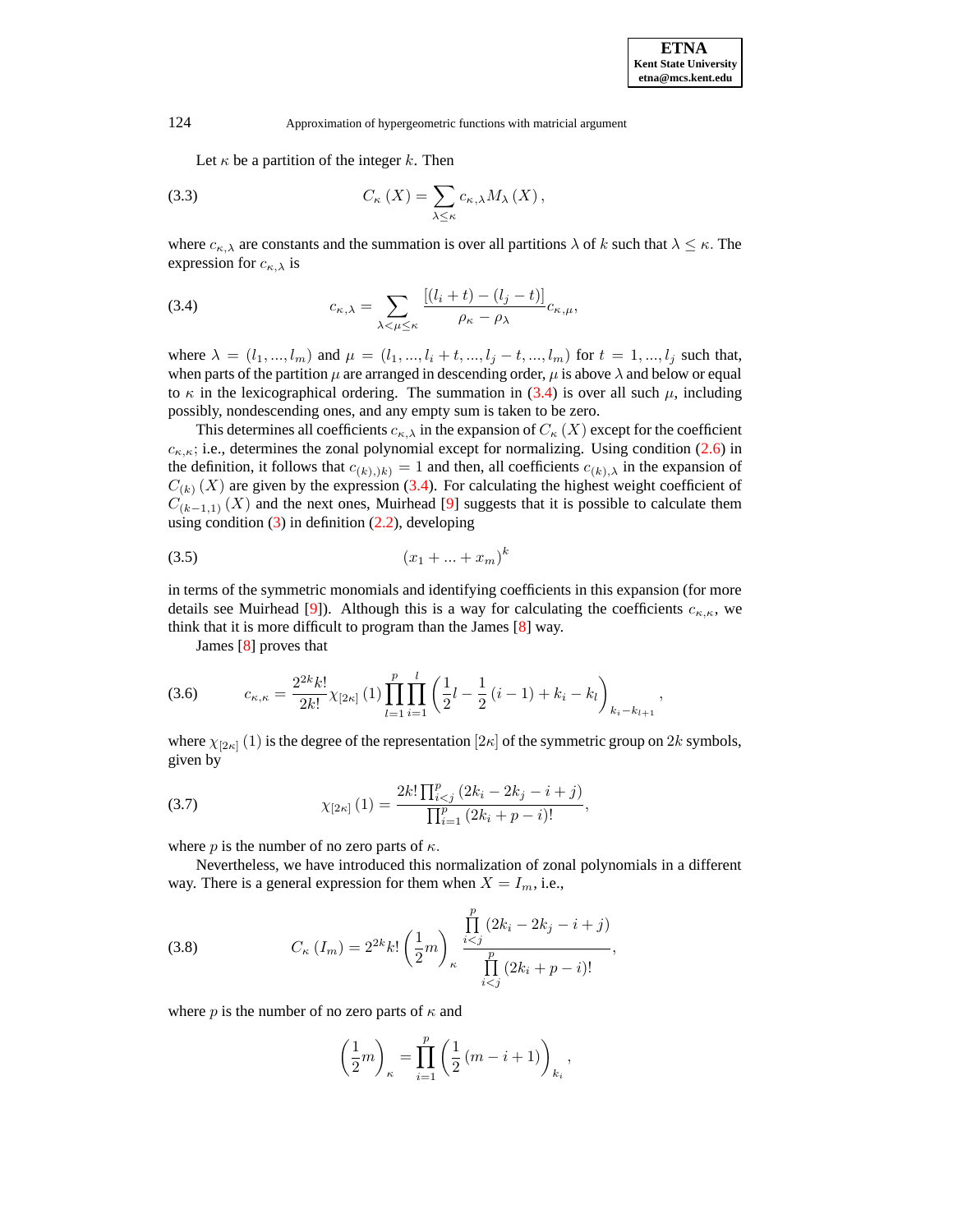Let $\kappa$ be a partition of the integer $k$. Then

$$C_\kappa(X) = \sum_{\lambda \leq \kappa} c_{\kappa,\lambda} M_\lambda(X), \tag{3.3}$$

where $c_{\kappa,\lambda}$ are constants and the summation is over all partitions $\lambda$ of $k$ such that $\lambda \leq \kappa$. The expression for $c_{\kappa,\lambda}$ is

$$c_{\kappa,\lambda} = \sum_{\lambda < \mu \leq \kappa} \frac{[(l_i + t) - (l_j - t)]}{\rho_\kappa - \rho_\lambda} c_{\kappa,\mu}, \tag{3.4}$$

where $\lambda = (l_1, ..., l_m)$ and $\mu = (l_1, ..., l_i + t, ..., l_j - t, ..., l_m)$ for $t = 1, ..., l_j$ such that, when parts of the partition $\mu$ are arranged in descending order, $\mu$ is above $\lambda$ and below or equal to $\kappa$ in the lexicographical ordering. The summation in (3.4) is over all such $\mu$, including possibly, nondescending ones, and any empty sum is taken to be zero.

This determines all coefficients $c_{\kappa,\lambda}$ in the expansion of $C_\kappa(X)$ except for the coefficient $c_{\kappa,\kappa}$; i.e., determines the zonal polynomial except for normalizing. Using condition (2.6) in the definition, it follows that $c_{(k),)k)} = 1$ and then, all coefficients $c_{(k),\lambda}$ in the expansion of $C_{(k)}(X)$ are given by the expression (3.4). For calculating the highest weight coefficient of $C_{(k-1,1)}(X)$ and the next ones, Muirhead [9] suggests that it is possible to calculate them using condition (3) in definition (2.2), developing

$$(x_1 + ... + x_m)^k \tag{3.5}$$

in terms of the symmetric monomials and identifying coefficients in this expansion (for more details see Muirhead [9]). Although this is a way for calculating the coefficients $c_{\kappa,\kappa}$, we think that it is more difficult to program than the James [8] way.

James [8] proves that

$$c_{\kappa,\kappa} = \frac{2^{2k} k!}{2k!} \chi_{[2\kappa]}(1) \prod_{l=1}^{p} \prod_{i=1}^{l} \left( \frac{1}{2} l - \frac{1}{2}(i-1) + k_i - k_l \right)_{k_i - k_{l+1}}, \tag{3.6}$$

where $\chi_{[2\kappa]}(1)$ is the degree of the representation $[2\kappa]$ of the symmetric group on $2k$ symbols, given by

$$\chi_{[2\kappa]}(1) = \frac{2k! \prod_{i<j}^{p} (2k_i - 2k_j - i + j)}{\prod_{i=1}^{p} (2k_i + p - i)!}, \tag{3.7}$$

where $p$ is the number of no zero parts of $\kappa$.

Nevertheless, we have introduced this normalization of zonal polynomials in a different way. There is a general expression for them when $X = I_m$, i.e.,

$$C_\kappa(I_m) = 2^{2k} k! \left( \frac{1}{2} m \right)_\kappa \frac{\prod\limits_{i<j}^{p} (2k_i - 2k_j - i + j)}{\prod\limits_{i<j}^{p} (2k_i + p - i)!}, \tag{3.8}$$

where $p$ is the number of no zero parts of $\kappa$ and

$$\left( \frac{1}{2} m \right)_\kappa = \prod_{i=1}^{p} \left( \frac{1}{2}(m - i + 1) \right)_{k_i},$$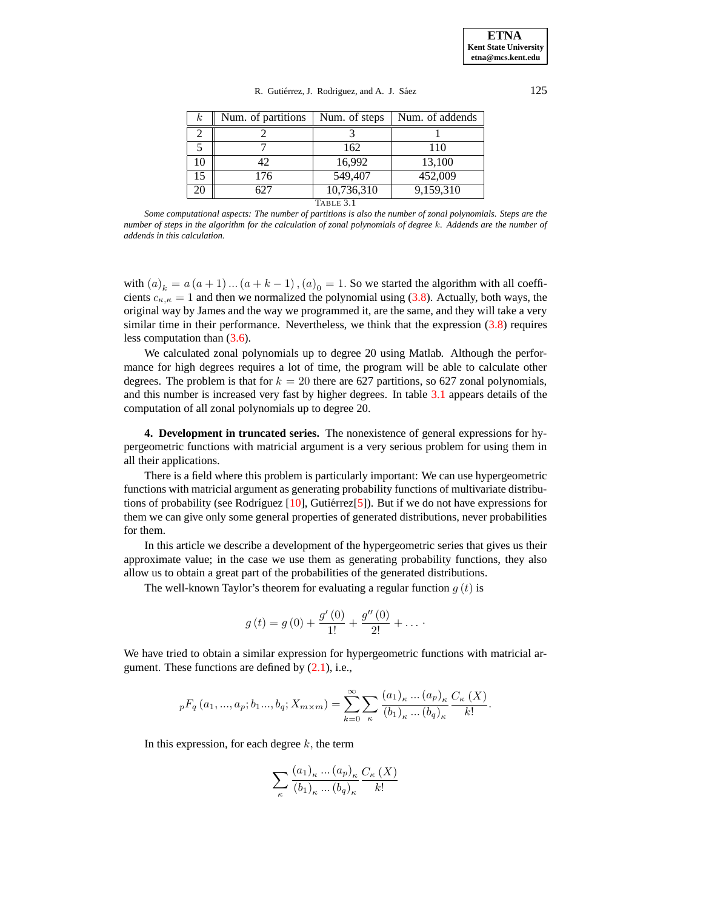| $k$ | Num. of partitions | Num. of steps | Num. of addends |
|---|---|---|---|
| 2 | 2 | 3 | 1 |
| 5 | 7 | 162 | 110 |
| 10 | 42 | 16,992 | 13,100 |
| 15 | 176 | 549,407 | 452,009 |
| 20 | 627 | 10,736,310 | 9,159,310 |

TABLE 3.1

*Some computational aspects: The number of partitions is also the number of zonal polynomials. Steps are the number of steps in the algorithm for the calculation of zonal polynomials of degree $k$. Addends are the number of addends in this calculation.*

with $(a)_k = a(a+1)...(a+k-1)$, $(a)_0 = 1$. So we started the algorithm with all coefficients $c_{\kappa,\kappa} = 1$ and then we normalized the polynomial using (3.8). Actually, both ways, the original way by James and the way we programmed it, are the same, and they will take a very similar time in their performance. Nevertheless, we think that the expression (3.8) requires less computation than (3.6).

We calculated zonal polynomials up to degree 20 using Matlab. Although the performance for high degrees requires a lot of time, the program will be able to calculate other degrees. The problem is that for $k = 20$ there are 627 partitions, so 627 zonal polynomials, and this number is increased very fast by higher degrees. In table 3.1 appears details of the computation of all zonal polynomials up to degree 20.

**4. Development in truncated series.** The nonexistence of general expressions for hypergeometric functions with matricial argument is a very serious problem for using them in all their applications.

There is a field where this problem is particularly important: We can use hypergeometric functions with matricial argument as generating probability functions of multivariate distributions of probability (see Rodríguez [10], Gutiérrez[5]). But if we do not have expressions for them we can give only some general properties of generated distributions, never probabilities for them.

In this article we describe a development of the hypergeometric series that gives us their approximate value; in the case we use them as generating probability functions, they also allow us to obtain a great part of the probabilities of the generated distributions.

The well-known Taylor's theorem for evaluating a regular function $g(t)$ is

$$g(t) = g(0) + \frac{g'(0)}{1!} + \frac{g''(0)}{2!} + \ldots .$$

We have tried to obtain a similar expression for hypergeometric functions with matricial argument. These functions are defined by (2.1), i.e.,

$${}_pF_q(a_1, ..., a_p; b_1 ..., b_q; X_{m\times m}) = \sum_{k=0}^{\infty} \sum_{\kappa} \frac{(a_1)_\kappa ... (a_p)_\kappa}{(b_1)_\kappa ... (b_q)_\kappa} \frac{C_\kappa(X)}{k!}.$$

In this expression, for each degree $k$, the term

$$\sum_{\kappa} \frac{(a_1)_\kappa ... (a_p)_\kappa}{(b_1)_\kappa ... (b_q)_\kappa} \frac{C_\kappa(X)}{k!}$$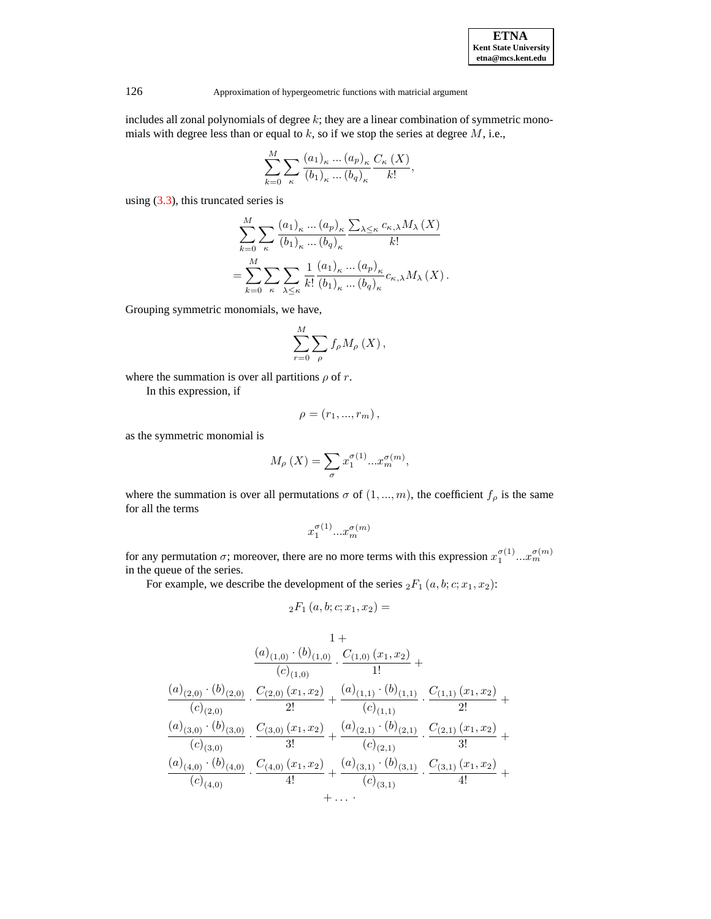includes all zonal polynomials of degree $k$; they are a linear combination of symmetric monomials with degree less than or equal to $k$, so if we stop the series at degree $M$, i.e.,

$$\sum_{k=0}^{M} \sum_{\kappa} \frac{(a_1)_\kappa \dots (a_p)_\kappa}{(b_1)_\kappa \dots (b_q)_\kappa} \frac{C_\kappa (X)}{k!},$$

using (3.3), this truncated series is

$$\sum_{k=0}^{M} \sum_{\kappa} \frac{(a_1)_\kappa \dots (a_p)_\kappa}{(b_1)_\kappa \dots (b_q)_\kappa} \frac{\sum_{\lambda \leq \kappa} c_{\kappa,\lambda} M_\lambda (X)}{k!}$$
$$= \sum_{k=0}^{M} \sum_{\kappa} \sum_{\lambda \leq \kappa} \frac{1}{k!} \frac{(a_1)_\kappa \dots (a_p)_\kappa}{(b_1)_\kappa \dots (b_q)_\kappa} c_{\kappa,\lambda} M_\lambda (X).$$

Grouping symmetric monomials, we have,

$$\sum_{r=0}^{M} \sum_{\rho} f_\rho M_\rho (X),$$

where the summation is over all partitions $\rho$ of $r$.

In this expression, if

$$\rho = (r_1, \dots, r_m),$$

as the symmetric monomial is

$$M_\rho (X) = \sum_{\sigma} x_1^{\sigma(1)} \dots x_m^{\sigma(m)},$$

where the summation is over all permutations $\sigma$ of $(1, \dots, m)$, the coefficient $f_\rho$ is the same for all the terms

$$x_1^{\sigma(1)} \dots x_m^{\sigma(m)}$$

for any permutation $\sigma$; moreover, there are no more terms with this expression $x_1^{\sigma(1)} \dots x_m^{\sigma(m)}$ in the queue of the series.

For example, we describe the development of the series ${}_2F_1 (a, b; c; x_1, x_2)$:

$${}_2F_1 (a, b; c; x_1, x_2) =$$

$$\begin{gathered}
1 + \\
\frac{(a)_{(1,0)} \cdot (b)_{(1,0)}}{(c)_{(1,0)}} \cdot \frac{C_{(1,0)} (x_1, x_2)}{1!} + \\
\frac{(a)_{(2,0)} \cdot (b)_{(2,0)}}{(c)_{(2,0)}} \cdot \frac{C_{(2,0)} (x_1, x_2)}{2!} + \frac{(a)_{(1,1)} \cdot (b)_{(1,1)}}{(c)_{(1,1)}} \cdot \frac{C_{(1,1)} (x_1, x_2)}{2!} + \\
\frac{(a)_{(3,0)} \cdot (b)_{(3,0)}}{(c)_{(3,0)}} \cdot \frac{C_{(3,0)} (x_1, x_2)}{3!} + \frac{(a)_{(2,1)} \cdot (b)_{(2,1)}}{(c)_{(2,1)}} \cdot \frac{C_{(2,1)} (x_1, x_2)}{3!} + \\
\frac{(a)_{(4,0)} \cdot (b)_{(4,0)}}{(c)_{(4,0)}} \cdot \frac{C_{(4,0)} (x_1, x_2)}{4!} + \frac{(a)_{(3,1)} \cdot (b)_{(3,1)}}{(c)_{(3,1)}} \cdot \frac{C_{(3,1)} (x_1, x_2)}{4!} + \\
+ \dots .
\end{gathered}$$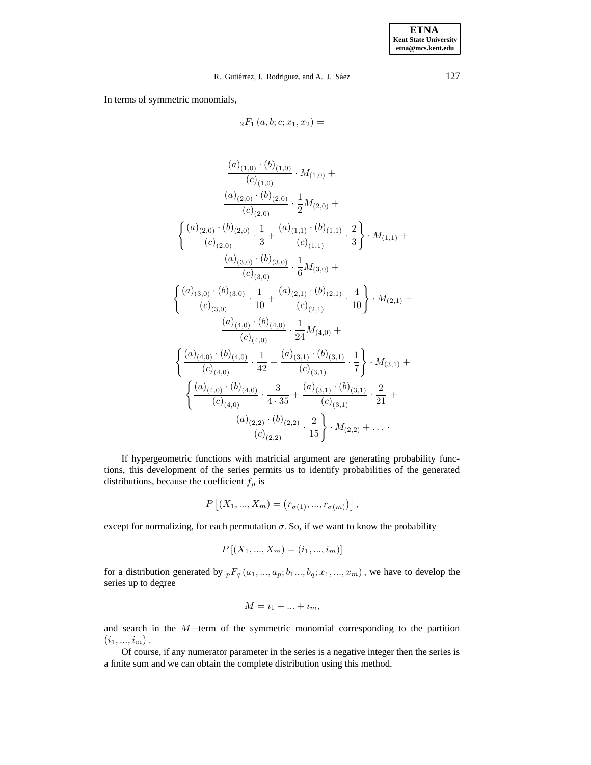In terms of symmetric monomials,

$$
{}_2F_1\left(a,b;c;x_1,x_2\right) =
$$

$$
\begin{gathered}
\frac{(a)_{(1,0)} \cdot (b)_{(1,0)}}{(c)_{(1,0)}} \cdot M_{(1,0)} + \\
\frac{(a)_{(2,0)} \cdot (b)_{(2,0)}}{(c)_{(2,0)}} \cdot \frac{1}{2} M_{(2,0)} + \\
\left\{ \frac{(a)_{(2,0)} \cdot (b)_{(2,0)}}{(c)_{(2,0)}} \cdot \frac{1}{3} + \frac{(a)_{(1,1)} \cdot (b)_{(1,1)}}{(c)_{(1,1)}} \cdot \frac{2}{3} \right\} \cdot M_{(1,1)} + \\
\frac{(a)_{(3,0)} \cdot (b)_{(3,0)}}{(c)_{(3,0)}} \cdot \frac{1}{6} M_{(3,0)} + \\
\left\{ \frac{(a)_{(3,0)} \cdot (b)_{(3,0)}}{(c)_{(3,0)}} \cdot \frac{1}{10} + \frac{(a)_{(2,1)} \cdot (b)_{(2,1)}}{(c)_{(2,1)}} \cdot \frac{4}{10} \right\} \cdot M_{(2,1)} + \\
\frac{(a)_{(4,0)} \cdot (b)_{(4,0)}}{(c)_{(4,0)}} \cdot \frac{1}{24} M_{(4,0)} + \\
\left\{ \frac{(a)_{(4,0)} \cdot (b)_{(4,0)}}{(c)_{(4,0)}} \cdot \frac{1}{42} + \frac{(a)_{(3,1)} \cdot (b)_{(3,1)}}{(c)_{(3,1)}} \cdot \frac{1}{7} \right\} \cdot M_{(3,1)} + \\
\left\{ \frac{(a)_{(4,0)} \cdot (b)_{(4,0)}}{(c)_{(4,0)}} \cdot \frac{3}{4 \cdot 35} + \frac{(a)_{(3,1)} \cdot (b)_{(3,1)}}{(c)_{(3,1)}} \cdot \frac{2}{21} + \right. \\
\left. \frac{(a)_{(2,2)} \cdot (b)_{(2,2)}}{(c)_{(2,2)}} \cdot \frac{2}{15} \right\} \cdot M_{(2,2)} + \ldots .
\end{gathered}
$$

If hypergeometric functions with matricial argument are generating probability functions, this development of the series permits us to identify probabilities of the generated distributions, because the coefficient $f_\rho$ is

$$
P\left[(X_1,...,X_m) = \left(r_{\sigma(1)},...,r_{\sigma(m)}\right)\right],
$$

except for normalizing, for each permutation $\sigma$. So, if we want to know the probability

$$
P\left[(X_1,...,X_m) = (i_1,...,i_m)\right]
$$

for a distribution generated by ${}_pF_q\left(a_1,...,a_p;b_1...,b_q;x_1,...,x_m\right)$, we have to develop the series up to degree

$$
M = i_1 + ... + i_m,
$$

and search in the $M-$term of the symmetric monomial corresponding to the partition $(i_1,...,i_m)$.

Of course, if any numerator parameter in the series is a negative integer then the series is a finite sum and we can obtain the complete distribution using this method.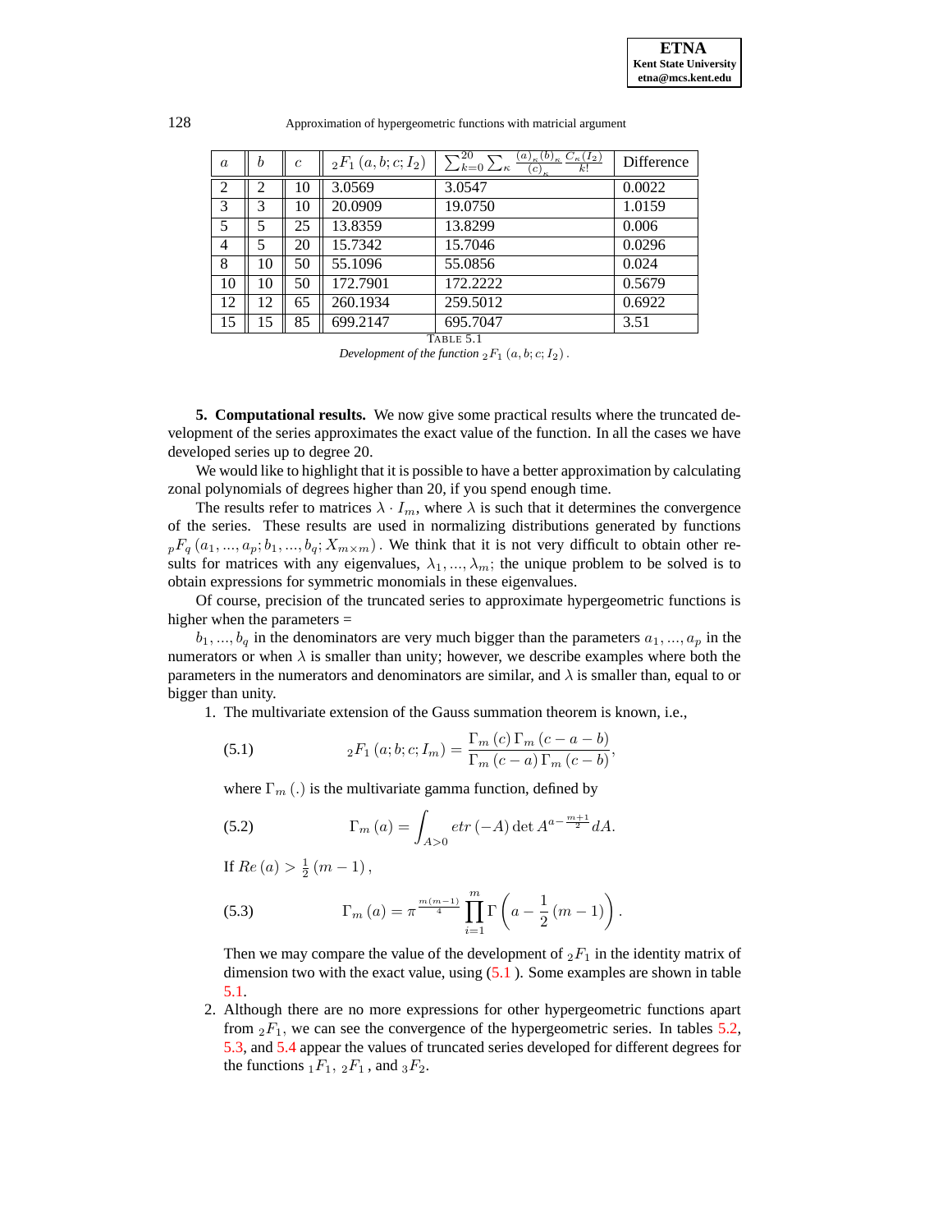| $a$ | $b$ | $c$ | ${}_2F_1\left(a,b;c;I_2\right)$ | $\sum_{k=0}^{20}\sum_{\kappa}\frac{(a)_\kappa(b)_\kappa}{(c)_\kappa}\frac{C_\kappa(I_2)}{k!}$ | Difference |
|---|---|---|---|---|---|
| 2 | 2 | 10 | 3.0569 | 3.0547 | 0.0022 |
| 3 | 3 | 10 | 20.0909 | 19.0750 | 1.0159 |
| 5 | 5 | 25 | 13.8359 | 13.8299 | 0.006 |
| 4 | 5 | 20 | 15.7342 | 15.7046 | 0.0296 |
| 8 | 10 | 50 | 55.1096 | 55.0856 | 0.024 |
| 10 | 10 | 50 | 172.7901 | 172.2222 | 0.5679 |
| 12 | 12 | 65 | 260.1934 | 259.5012 | 0.6922 |
| 15 | 15 | 85 | 699.2147 | 695.7047 | 3.51 |

TABLE 5.1

*Development of the function ${}_2F_1\left(a,b;c;I_2\right)$.*

**5. Computational results.** We now give some practical results where the truncated development of the series approximates the exact value of the function. In all the cases we have developed series up to degree 20.

We would like to highlight that it is possible to have a better approximation by calculating zonal polynomials of degrees higher than 20, if you spend enough time.

The results refer to matrices $\lambda \cdot I_m$, where $\lambda$ is such that it determines the convergence of the series. These results are used in normalizing distributions generated by functions ${}_pF_q\left(a_1,...,a_p;b_1,...,b_q;X_{m\times m}\right)$. We think that it is not very difficult to obtain other results for matrices with any eigenvalues, $\lambda_1,...,\lambda_m$; the unique problem to be solved is to obtain expressions for symmetric monomials in these eigenvalues.

Of course, precision of the truncated series to approximate hypergeometric functions is higher when the parameters =

$b_1,...,b_q$ in the denominators are very much bigger than the parameters $a_1,...,a_p$ in the numerators or when $\lambda$ is smaller than unity; however, we describe examples where both the parameters in the numerators and denominators are similar, and $\lambda$ is smaller than, equal to or bigger than unity.

1. The multivariate extension of the Gauss summation theorem is known, i.e.,

$$
{}_2F_1\left(a;b;c;I_m\right)=\frac{\Gamma_m\left(c\right)\Gamma_m\left(c-a-b\right)}{\Gamma_m\left(c-a\right)\Gamma_m\left(c-b\right)}, \tag{5.1}
$$

where $\Gamma_m\left(.\right)$ is the multivariate gamma function, defined by

$$
\Gamma_m\left(a\right)=\int_{A>0} etr\left(-A\right)\det A^{a-\frac{m+1}{2}}dA. \tag{5.2}
$$

If $Re\left(a\right)>\frac{1}{2}\left(m-1\right)$,

$$
\Gamma_m\left(a\right)=\pi^{\frac{m(m-1)}{4}}\prod_{i=1}^{m}\Gamma\left(a-\frac{1}{2}\left(m-1\right)\right). \tag{5.3}
$$

Then we may compare the value of the development of ${}_2F_1$ in the identity matrix of dimension two with the exact value, using (5.1 ). Some examples are shown in table 5.1.

2. Although there are no more expressions for other hypergeometric functions apart from ${}_2F_1$, we can see the convergence of the hypergeometric series. In tables 5.2, 5.3, and 5.4 appear the values of truncated series developed for different degrees for the functions ${}_1F_1$, ${}_2F_1$ , and ${}_3F_2$.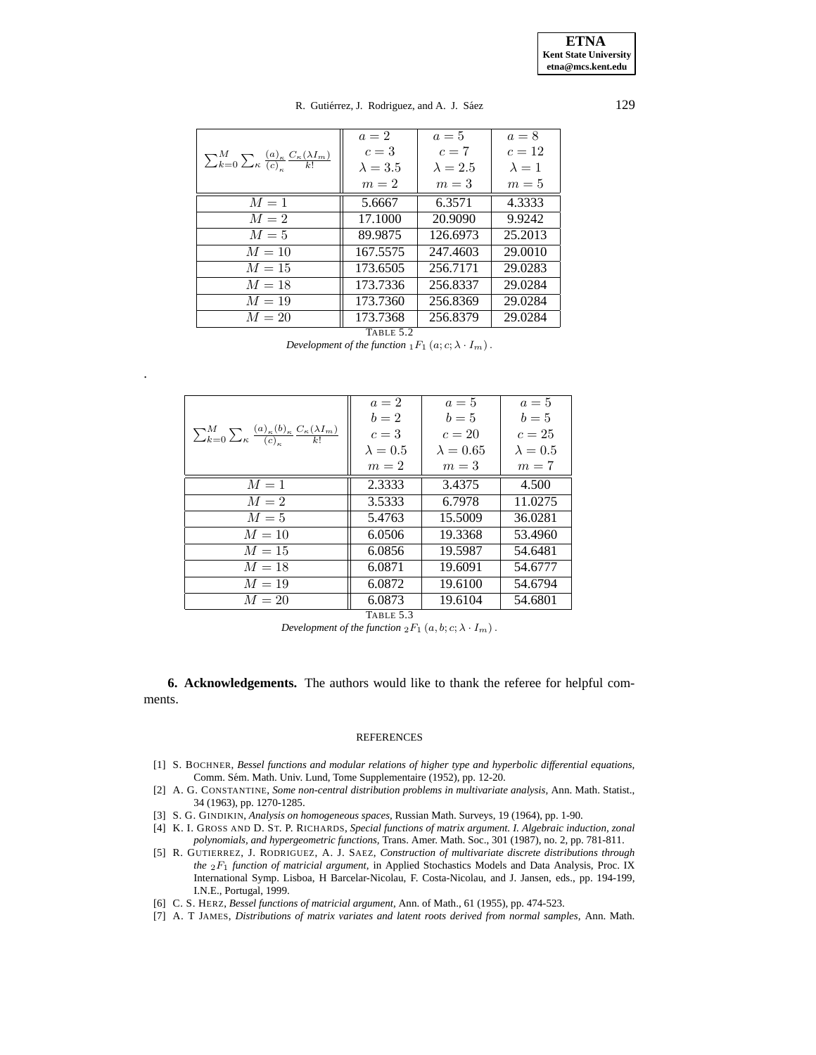| $\sum_{k=0}^{M}\sum_{\kappa}\frac{(a)_\kappa}{(c)_\kappa}\frac{C_\kappa(\lambda I_m)}{k!}$ | $a=2$, $c=3$, $\lambda=3.5$, $m=2$ | $a=5$, $c=7$, $\lambda=2.5$, $m=3$ | $a=8$, $c=12$, $\lambda=1$, $m=5$ |
|---|---|---|---|
| $M=1$ | 5.6667 | 6.3571 | 4.3333 |
| $M=2$ | 17.1000 | 20.9090 | 9.9242 |
| $M=5$ | 89.9875 | 126.6973 | 25.2013 |
| $M=10$ | 167.5575 | 247.4603 | 29.0010 |
| $M=15$ | 173.6505 | 256.7171 | 29.0283 |
| $M=18$ | 173.7336 | 256.8337 | 29.0284 |
| $M=19$ | 173.7360 | 256.8369 | 29.0284 |
| $M=20$ | 173.7368 | 256.8379 | 29.0284 |

TABLE 5.2
*Development of the function* ${}_1F_1\left(a;c;\lambda\cdot I_m\right)$.

| $\sum_{k=0}^{M}\sum_{\kappa}\frac{(a)_\kappa(b)_\kappa}{(c)_\kappa}\frac{C_\kappa(\lambda I_m)}{k!}$ | $a=2$, $b=2$, $c=3$, $\lambda=0.5$, $m=2$ | $a=5$, $b=5$, $c=20$, $\lambda=0.65$, $m=3$ | $a=5$, $b=5$, $c=25$, $\lambda=0.5$, $m=7$ |
|---|---|---|---|
| $M=1$ | 2.3333 | 3.4375 | 4.500 |
| $M=2$ | 3.5333 | 6.7978 | 11.0275 |
| $M=5$ | 5.4763 | 15.5009 | 36.0281 |
| $M=10$ | 6.0506 | 19.3368 | 53.4960 |
| $M=15$ | 6.0856 | 19.5987 | 54.6481 |
| $M=18$ | 6.0871 | 19.6091 | 54.6777 |
| $M=19$ | 6.0872 | 19.6100 | 54.6794 |
| $M=20$ | 6.0873 | 19.6104 | 54.6801 |

TABLE 5.3
*Development of the function* ${}_2F_1\left(a,b;c;\lambda\cdot I_m\right)$.

**6. Acknowledgements.** The authors would like to thank the referee for helpful comments.

## REFERENCES

[1] S. BOCHNER, *Bessel functions and modular relations of higher type and hyperbolic differential equations*, Comm. Sém. Math. Univ. Lund, Tome Supplementaire (1952), pp. 12-20.

[2] A. G. CONSTANTINE, *Some non-central distribution problems in multivariate analysis*, Ann. Math. Statist., 34 (1963), pp. 1270-1285.

[3] S. G. GINDIKIN, *Analysis on homogeneous spaces*, Russian Math. Surveys, 19 (1964), pp. 1-90.

[4] K. I. GROSS AND D. ST. P. RICHARDS, *Special functions of matrix argument. I. Algebraic induction, zonal polynomials, and hypergeometric functions*, Trans. Amer. Math. Soc., 301 (1987), no. 2, pp. 781-811.

[5] R. GUTIERREZ, J. RODRIGUEZ, A. J. SAEZ, *Construction of multivariate discrete distributions through the* ${}_2F_1$ *function of matricial argument*, in Applied Stochastics Models and Data Analysis, Proc. IX International Symp. Lisboa, H Barcelar-Nicolau, F. Costa-Nicolau, and J. Jansen, eds., pp. 194-199, I.N.E., Portugal, 1999.

[6] C. S. HERZ, *Bessel functions of matricial argument*, Ann. of Math., 61 (1955), pp. 474-523.

[7] A. T JAMES, *Distributions of matrix variates and latent roots derived from normal samples*, Ann. Math.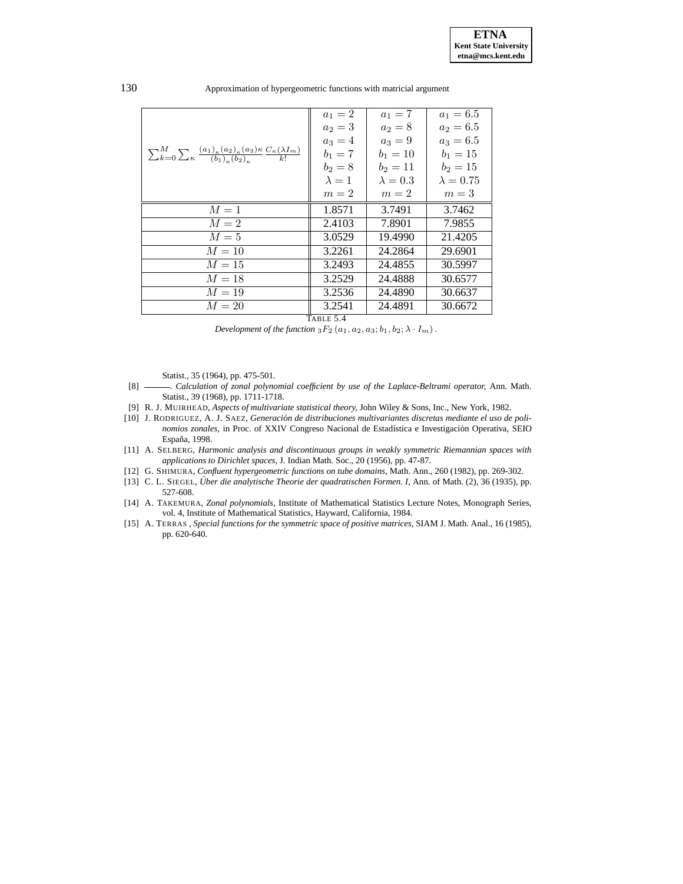| $\sum_{k=0}^{M} \sum_{\kappa} \frac{(a_1)_\kappa (a_2)_\kappa (a_3)\kappa}{(b_1)_\kappa (b_2)_\kappa} \frac{C_\kappa(\lambda I_m)}{k!}$ | $a_1 = 2$, $a_2 = 3$, $a_3 = 4$, $b_1 = 7$, $b_2 = 8$, $\lambda = 1$, $m = 2$ | $a_1 = 7$, $a_2 = 8$, $a_3 = 9$, $b_1 = 10$, $b_2 = 11$, $\lambda = 0.3$, $m = 2$ | $a_1 = 6.5$, $a_2 = 6.5$, $a_3 = 6.5$, $b_1 = 15$, $b_2 = 15$, $\lambda = 0.75$, $m = 3$ |
|---|---|---|---|
| $M = 1$ | 1.8571 | 3.7491 | 3.7462 |
| $M = 2$ | 2.4103 | 7.8901 | 7.9855 |
| $M = 5$ | 3.0529 | 19.4990 | 21.4205 |
| $M = 10$ | 3.2261 | 24.2864 | 29.6901 |
| $M = 15$ | 3.2493 | 24.4855 | 30.5997 |
| $M = 18$ | 3.2529 | 24.4888 | 30.6577 |
| $M = 19$ | 3.2536 | 24.4890 | 30.6637 |
| $M = 20$ | 3.2541 | 24.4891 | 30.6672 |

TABLE 5.4

*Development of the function* ${}_3F_2\left(a_1, a_2, a_3; b_1, b_2; \lambda \cdot I_m\right)$.

Statist., 35 (1964), pp. 475-501.

[8] ———. *Calculation of zonal polynomial coefficient by use of the Laplace-Beltrami operator,* Ann. Math. Statist., 39 (1968), pp. 1711-1718.

[9] R. J. MUIRHEAD, *Aspects of multivariate statistical theory,* John Wiley & Sons, Inc., New York, 1982.

[10] J. RODRIGUEZ, A. J. SAEZ, *Generación de distribuciones multivariantes discretas mediante el uso de polinomios zonales*, in Proc. of XXIV Congreso Nacional de Estadística e Investigación Operativa, SEIO España, 1998.

[11] A. SELBERG, *Harmonic analysis and discontinuous groups in weakly symmetric Riemannian spaces with applications to Dirichlet spaces,* J. Indian Math. Soc., 20 (1956), pp. 47-87.

[12] G. SHIMURA, *Confluent hypergeometric functions on tube domains*, Math. Ann., 260 (1982), pp. 269-302.

[13] C. L. SIEGEL, *Über die analytische Theorie der quadratischen Formen. I*, Ann. of Math. (2), 36 (1935), pp. 527-608.

[14] A. TAKEMURA, *Zonal polynomials*, Institute of Mathematical Statistics Lecture Notes, Monograph Series, vol. 4, Institute of Mathematical Statistics, Hayward, California, 1984.

[15] A. TERRAS , *Special functions for the symmetric space of positive matrices,* SIAM J. Math. Anal., 16 (1985), pp. 620-640.